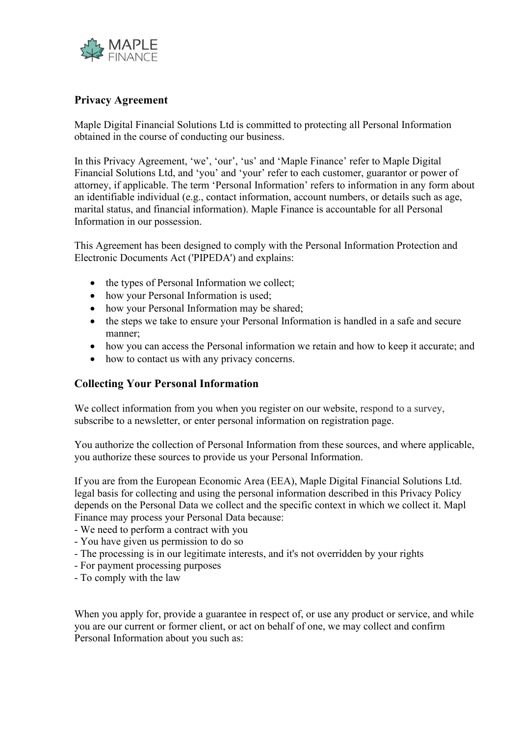MAPLE FINANCE

## Privacy Agreement

Maple Digital Financial Solutions Ltd is committed to protecting all Personal Information obtained in the course of conducting our business.

In this Privacy Agreement, 'we', 'our', 'us' and 'Maple Finance' refer to Maple Digital Financial Solutions Ltd, and 'you' and 'your' refer to each customer, guarantor or power of attorney, if applicable. The term 'Personal Information' refers to information in any form about an identifiable individual (e.g., contact information, account numbers, or details such as age, marital status, and financial information). Maple Finance is accountable for all Personal Information in our possession.

This Agreement has been designed to comply with the Personal Information Protection and Electronic Documents Act ('PIPEDA') and explains:

- the types of Personal Information we collect;
- how your Personal Information is used;
- how your Personal Information may be shared;
- the steps we take to ensure your Personal Information is handled in a safe and secure manner;
- how you can access the Personal information we retain and how to keep it accurate; and
- how to contact us with any privacy concerns.

## Collecting Your Personal Information

We collect information from you when you register on our website, respond to a survey, subscribe to a newsletter, or enter personal information on registration page.

You authorize the collection of Personal Information from these sources, and where applicable, you authorize these sources to provide us your Personal Information.

If you are from the European Economic Area (EEA), Maple Digital Financial Solutions Ltd. legal basis for collecting and using the personal information described in this Privacy Policy depends on the Personal Data we collect and the specific context in which we collect it. Mapl Finance may process your Personal Data because:
- We need to perform a contract with you
- You have given us permission to do so
- The processing is in our legitimate interests, and it's not overridden by your rights
- For payment processing purposes
- To comply with the law

When you apply for, provide a guarantee in respect of, or use any product or service, and while you are our current or former client, or act on behalf of one, we may collect and confirm Personal Information about you such as: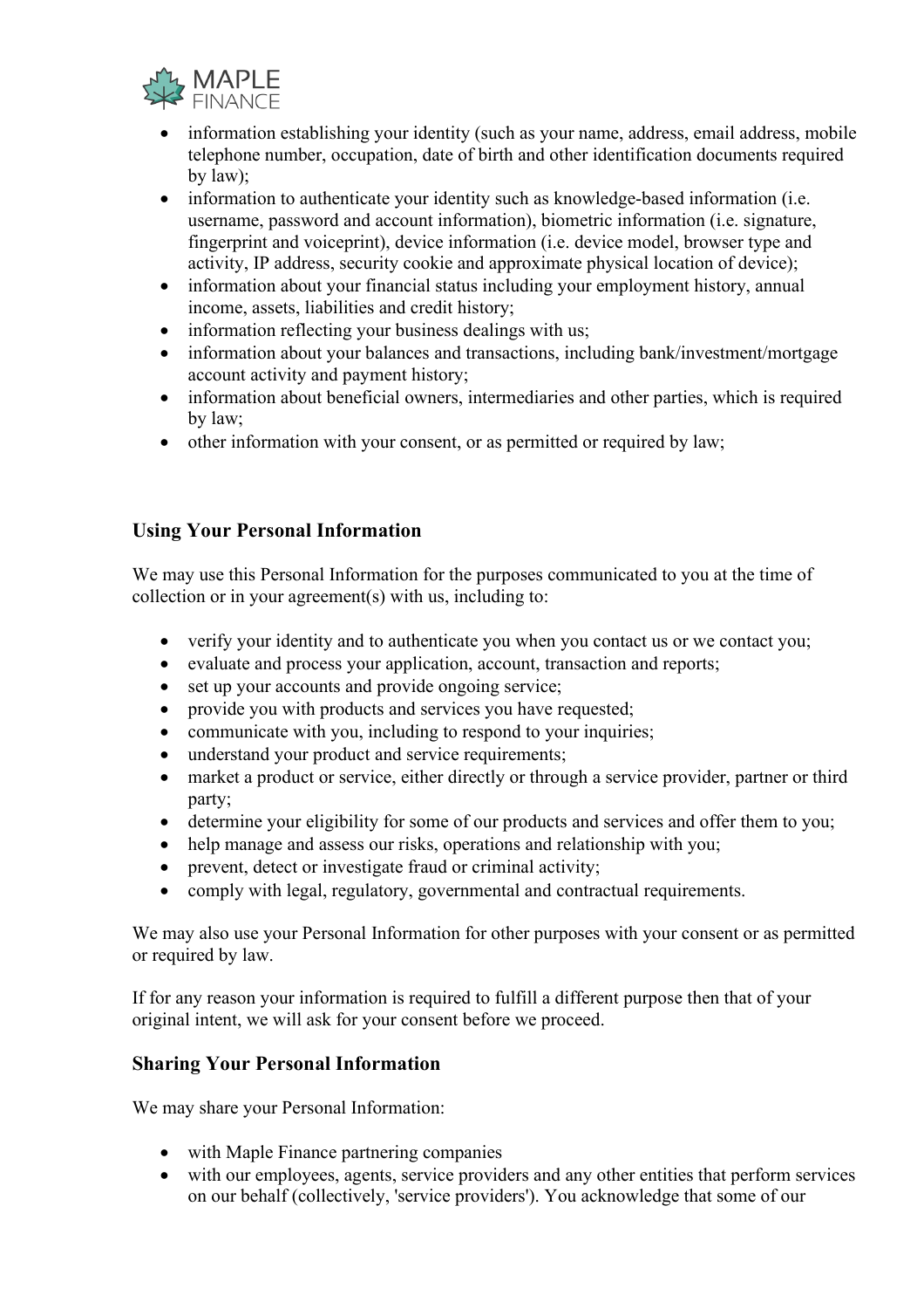- information establishing your identity (such as your name, address, email address, mobile telephone number, occupation, date of birth and other identification documents required by law);
- information to authenticate your identity such as knowledge-based information (i.e. username, password and account information), biometric information (i.e. signature, fingerprint and voiceprint), device information (i.e. device model, browser type and activity, IP address, security cookie and approximate physical location of device);
- information about your financial status including your employment history, annual income, assets, liabilities and credit history;
- information reflecting your business dealings with us;
- information about your balances and transactions, including bank/investment/mortgage account activity and payment history;
- information about beneficial owners, intermediaries and other parties, which is required by law;
- other information with your consent, or as permitted or required by law;

## Using Your Personal Information

We may use this Personal Information for the purposes communicated to you at the time of collection or in your agreement(s) with us, including to:

- verify your identity and to authenticate you when you contact us or we contact you;
- evaluate and process your application, account, transaction and reports;
- set up your accounts and provide ongoing service;
- provide you with products and services you have requested;
- communicate with you, including to respond to your inquiries;
- understand your product and service requirements;
- market a product or service, either directly or through a service provider, partner or third party;
- determine your eligibility for some of our products and services and offer them to you;
- help manage and assess our risks, operations and relationship with you;
- prevent, detect or investigate fraud or criminal activity;
- comply with legal, regulatory, governmental and contractual requirements.

We may also use your Personal Information for other purposes with your consent or as permitted or required by law.

If for any reason your information is required to fulfill a different purpose then that of your original intent, we will ask for your consent before we proceed.

## Sharing Your Personal Information

We may share your Personal Information:

- with Maple Finance partnering companies
- with our employees, agents, service providers and any other entities that perform services on our behalf (collectively, 'service providers'). You acknowledge that some of our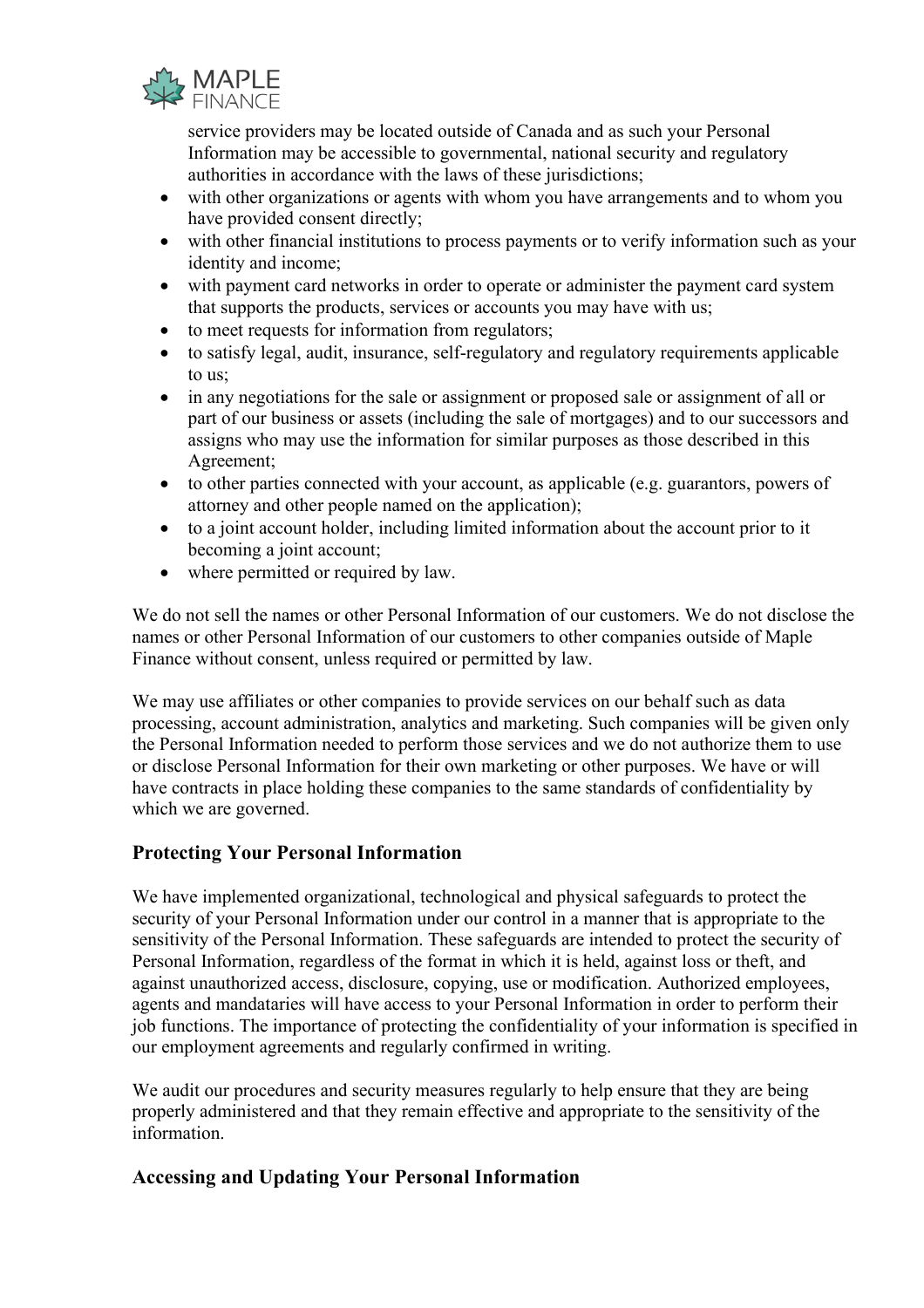service providers may be located outside of Canada and as such your Personal Information may be accessible to governmental, national security and regulatory authorities in accordance with the laws of these jurisdictions;

- with other organizations or agents with whom you have arrangements and to whom you have provided consent directly;
- with other financial institutions to process payments or to verify information such as your identity and income;
- with payment card networks in order to operate or administer the payment card system that supports the products, services or accounts you may have with us;
- to meet requests for information from regulators;
- to satisfy legal, audit, insurance, self-regulatory and regulatory requirements applicable to us;
- in any negotiations for the sale or assignment or proposed sale or assignment of all or part of our business or assets (including the sale of mortgages) and to our successors and assigns who may use the information for similar purposes as those described in this Agreement;
- to other parties connected with your account, as applicable (e.g. guarantors, powers of attorney and other people named on the application);
- to a joint account holder, including limited information about the account prior to it becoming a joint account;
- where permitted or required by law.

We do not sell the names or other Personal Information of our customers. We do not disclose the names or other Personal Information of our customers to other companies outside of Maple Finance without consent, unless required or permitted by law.

We may use affiliates or other companies to provide services on our behalf such as data processing, account administration, analytics and marketing. Such companies will be given only the Personal Information needed to perform those services and we do not authorize them to use or disclose Personal Information for their own marketing or other purposes. We have or will have contracts in place holding these companies to the same standards of confidentiality by which we are governed.

## Protecting Your Personal Information

We have implemented organizational, technological and physical safeguards to protect the security of your Personal Information under our control in a manner that is appropriate to the sensitivity of the Personal Information. These safeguards are intended to protect the security of Personal Information, regardless of the format in which it is held, against loss or theft, and against unauthorized access, disclosure, copying, use or modification. Authorized employees, agents and mandataries will have access to your Personal Information in order to perform their job functions. The importance of protecting the confidentiality of your information is specified in our employment agreements and regularly confirmed in writing.

We audit our procedures and security measures regularly to help ensure that they are being properly administered and that they remain effective and appropriate to the sensitivity of the information.

## Accessing and Updating Your Personal Information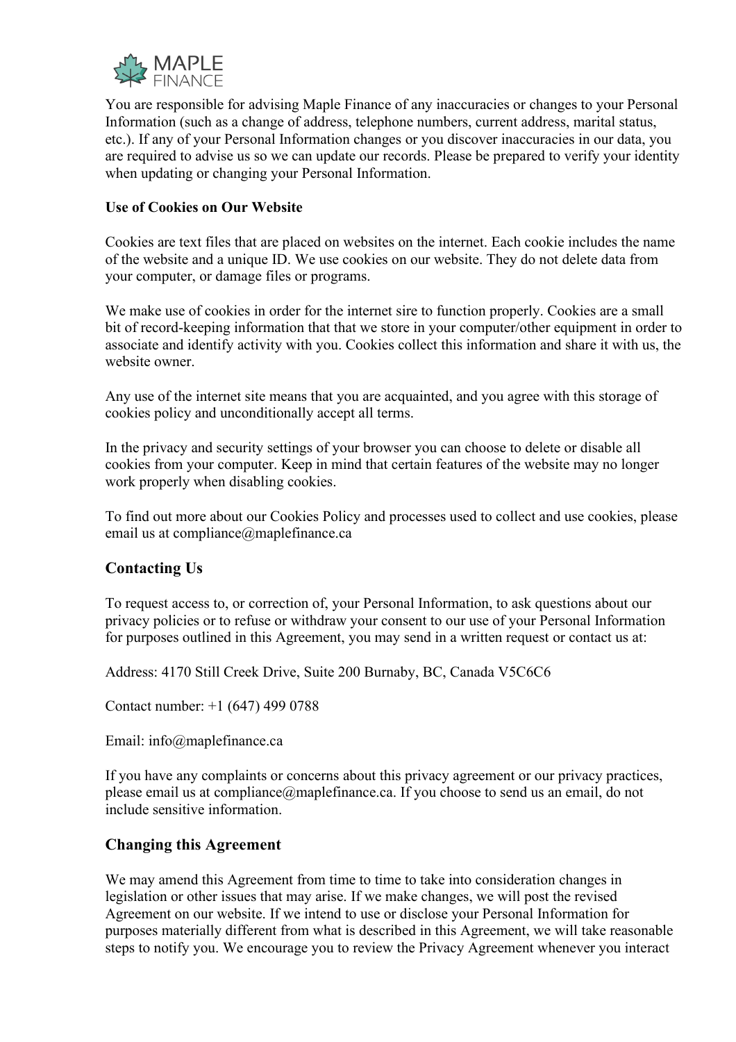You are responsible for advising Maple Finance of any inaccuracies or changes to your Personal Information (such as a change of address, telephone numbers, current address, marital status, etc.). If any of your Personal Information changes or you discover inaccuracies in our data, you are required to advise us so we can update our records. Please be prepared to verify your identity when updating or changing your Personal Information.

**Use of Cookies on Our Website**

Cookies are text files that are placed on websites on the internet. Each cookie includes the name of the website and a unique ID. We use cookies on our website. They do not delete data from your computer, or damage files or programs.

We make use of cookies in order for the internet sire to function properly. Cookies are a small bit of record-keeping information that that we store in your computer/other equipment in order to associate and identify activity with you. Cookies collect this information and share it with us, the website owner.

Any use of the internet site means that you are acquainted, and you agree with this storage of cookies policy and unconditionally accept all terms.

In the privacy and security settings of your browser you can choose to delete or disable all cookies from your computer. Keep in mind that certain features of the website may no longer work properly when disabling cookies.

To find out more about our Cookies Policy and processes used to collect and use cookies, please email us at compliance@maplefinance.ca

## Contacting Us

To request access to, or correction of, your Personal Information, to ask questions about our privacy policies or to refuse or withdraw your consent to our use of your Personal Information for purposes outlined in this Agreement, you may send in a written request or contact us at:

Address: 4170 Still Creek Drive, Suite 200 Burnaby, BC, Canada V5C6C6

Contact number: +1 (647) 499 0788

Email: info@maplefinance.ca

If you have any complaints or concerns about this privacy agreement or our privacy practices, please email us at compliance@maplefinance.ca. If you choose to send us an email, do not include sensitive information.

## Changing this Agreement

We may amend this Agreement from time to time to take into consideration changes in legislation or other issues that may arise. If we make changes, we will post the revised Agreement on our website. If we intend to use or disclose your Personal Information for purposes materially different from what is described in this Agreement, we will take reasonable steps to notify you. We encourage you to review the Privacy Agreement whenever you interact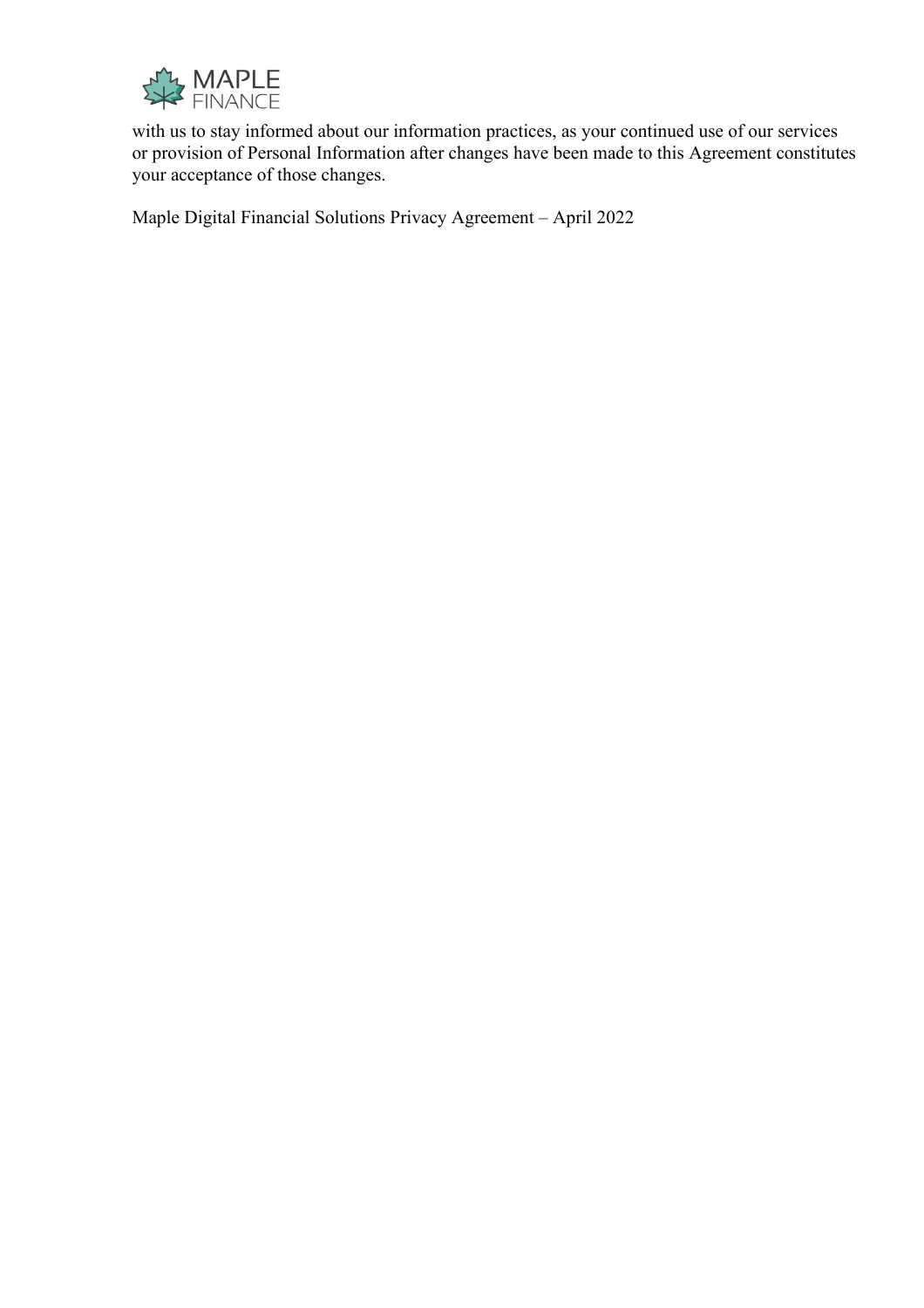with us to stay informed about our information practices, as your continued use of our services or provision of Personal Information after changes have been made to this Agreement constitutes your acceptance of those changes.

Maple Digital Financial Solutions Privacy Agreement – April 2022